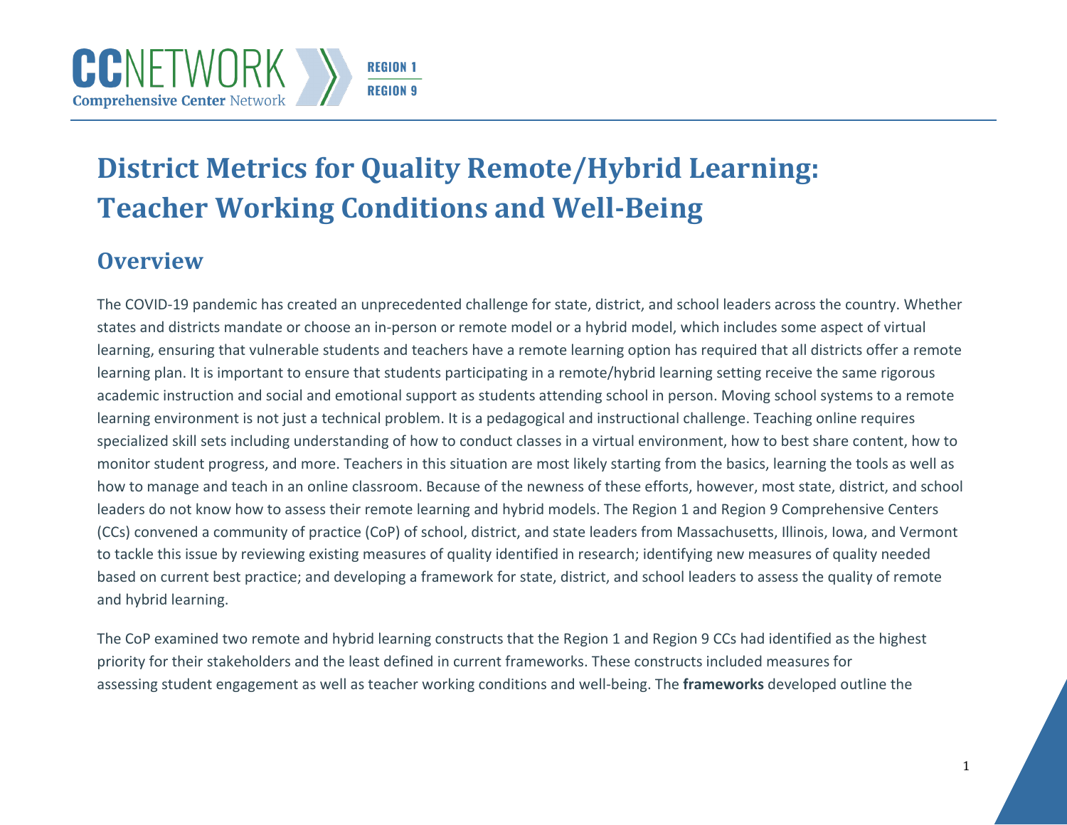# District Metrics for Quality Remote/Hybrid Learning: Teacher Working Conditions and Well-Being

## Overview

The COVID-19 pandemic has created an unprecedented challenge for state, district, and school leaders across the country. Whether states and districts mandate or choose an in-person or remote model or a hybrid model, which includes some aspect of virtual learning, ensuring that vulnerable students and teachers have a remote learning option has required that all districts offer a remote learning plan. It is important to ensure that students participating in a remote/hybrid learning setting receive the same rigorous academic instruction and social and emotional support as students attending school in person. Moving school systems to a remote learning environment is not just a technical problem. It is a pedagogical and instructional challenge. Teaching online requires specialized skill sets including understanding of how to conduct classes in a virtual environment, how to best share content, how to monitor student progress, and more. Teachers in this situation are most likely starting from the basics, learning the tools as well as how to manage and teach in an online classroom. Because of the newness of these efforts, however, most state, district, and school leaders do not know how to assess their remote learning and hybrid models. The Region 1 and Region 9 Comprehensive Centers (CCs) convened a community of practice (CoP) of school, district, and state leaders from Massachusetts, Illinois, Iowa, and Vermont to tackle this issue by reviewing existing measures of quality identified in research; identifying new measures of quality needed based on current best practice; and developing a framework for state, district, and school leaders to assess the quality of remote and hybrid learning.

The CoP examined two remote and hybrid learning constructs that the Region 1 and Region 9 CCs had identified as the highest priority for their stakeholders and the least defined in current frameworks. These constructs included measures for assessing student engagement as well as teacher working conditions and well-being. The **frameworks** developed outline the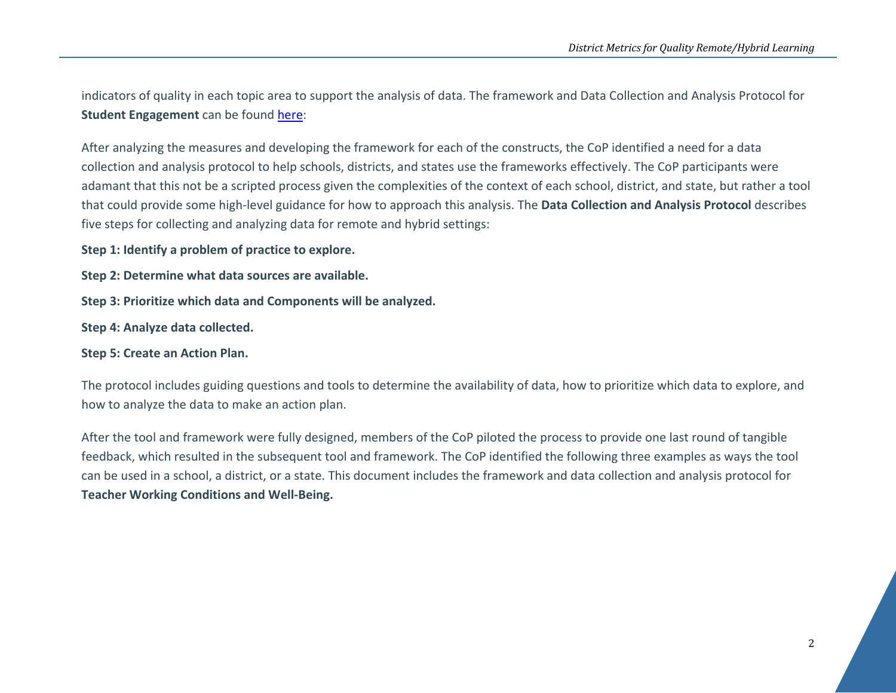indicators of quality in each topic area to support the analysis of data. The framework and Data Collection and Analysis Protocol for **Student Engagement** can be found here:

After analyzing the measures and developing the framework for each of the constructs, the CoP identified a need for a data collection and analysis protocol to help schools, districts, and states use the frameworks effectively. The CoP participants were adamant that this not be a scripted process given the complexities of the context of each school, district, and state, but rather a tool that could provide some high-level guidance for how to approach this analysis. The **Data Collection and Analysis Protocol** describes five steps for collecting and analyzing data for remote and hybrid settings:

**Step 1: Identify a problem of practice to explore.**

**Step 2: Determine what data sources are available.**

**Step 3: Prioritize which data and Components will be analyzed.**

**Step 4: Analyze data collected.**

**Step 5: Create an Action Plan.**

The protocol includes guiding questions and tools to determine the availability of data, how to prioritize which data to explore, and how to analyze the data to make an action plan.

After the tool and framework were fully designed, members of the CoP piloted the process to provide one last round of tangible feedback, which resulted in the subsequent tool and framework. The CoP identified the following three examples as ways the tool can be used in a school, a district, or a state. This document includes the framework and data collection and analysis protocol for **Teacher Working Conditions and Well-Being.**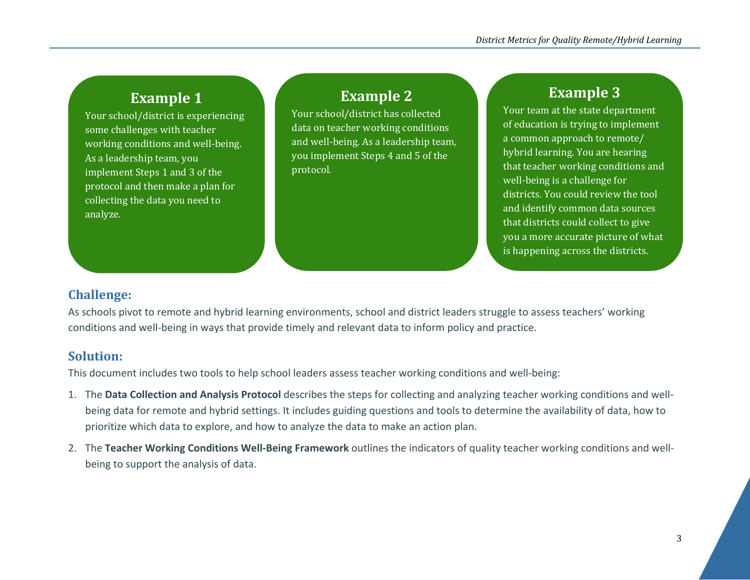### Example 1

Your school/district is experiencing some challenges with teacher working conditions and well-being. As a leadership team, you implement Steps 1 and 3 of the protocol and then make a plan for collecting the data you need to analyze.

### Example 2

Your school/district has collected data on teacher working conditions and well-being. As a leadership team, you implement Steps 4 and 5 of the protocol.

### Example 3

Your team at the state department of education is trying to implement a common approach to remote/hybrid learning. You are hearing that teacher working conditions and well-being is a challenge for districts. You could review the tool and identify common data sources that districts could collect to give you a more accurate picture of what is happening across the districts.

## Challenge:

As schools pivot to remote and hybrid learning environments, school and district leaders struggle to assess teachers' working conditions and well-being in ways that provide timely and relevant data to inform policy and practice.

## Solution:

This document includes two tools to help school leaders assess teacher working conditions and well-being:

1. The **Data Collection and Analysis Protocol** describes the steps for collecting and analyzing teacher working conditions and well-being data for remote and hybrid settings. It includes guiding questions and tools to determine the availability of data, how to prioritize which data to explore, and how to analyze the data to make an action plan.
2. The **Teacher Working Conditions Well-Being Framework** outlines the indicators of quality teacher working conditions and well-being to support the analysis of data.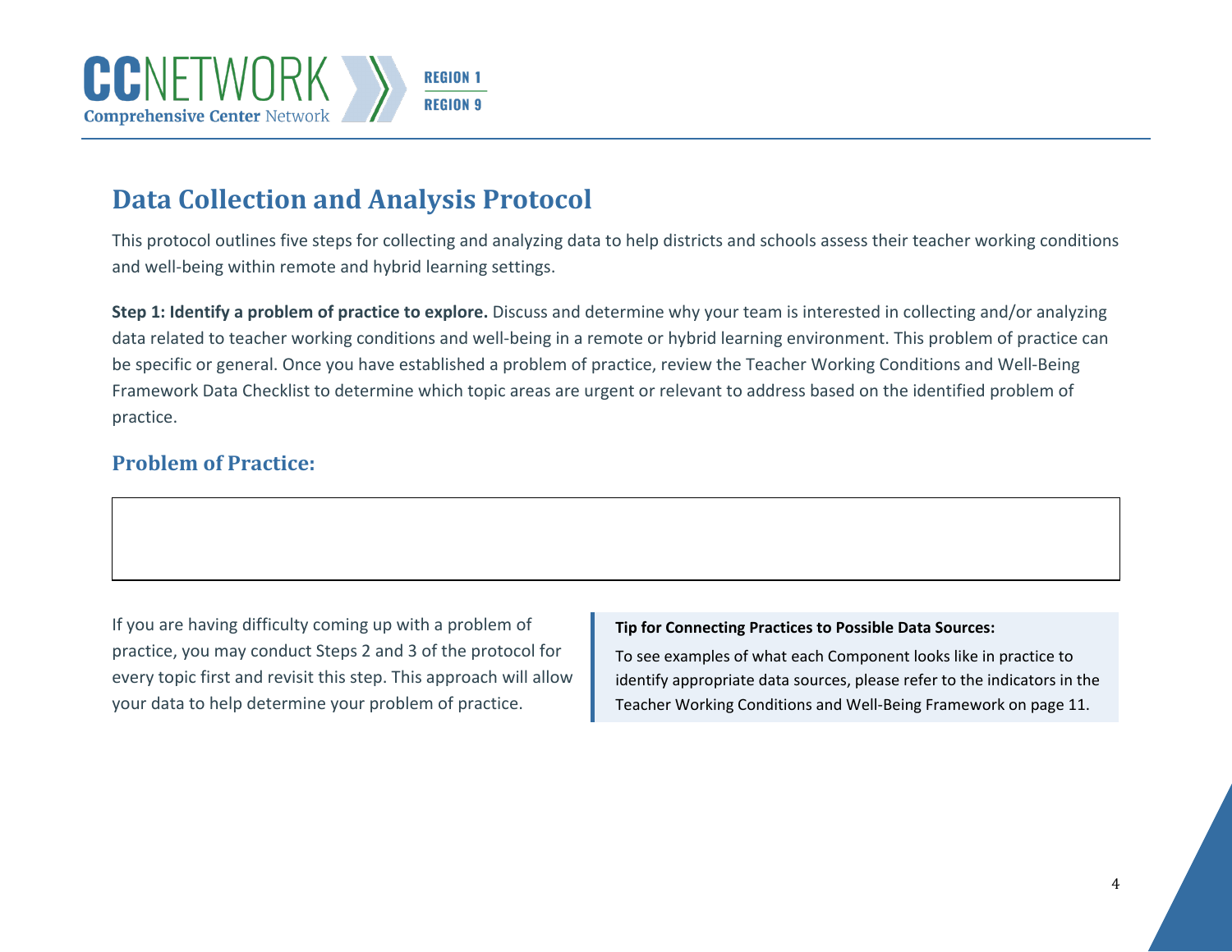## Data Collection and Analysis Protocol

This protocol outlines five steps for collecting and analyzing data to help districts and schools assess their teacher working conditions and well-being within remote and hybrid learning settings.

**Step 1: Identify a problem of practice to explore.** Discuss and determine why your team is interested in collecting and/or analyzing data related to teacher working conditions and well-being in a remote or hybrid learning environment. This problem of practice can be specific or general. Once you have established a problem of practice, review the Teacher Working Conditions and Well-Being Framework Data Checklist to determine which topic areas are urgent or relevant to address based on the identified problem of practice.

### Problem of Practice:

| |
|---|
| |

If you are having difficulty coming up with a problem of practice, you may conduct Steps 2 and 3 of the protocol for every topic first and revisit this step. This approach will allow your data to help determine your problem of practice.

> **Tip for Connecting Practices to Possible Data Sources:**
>
> To see examples of what each Component looks like in practice to identify appropriate data sources, please refer to the indicators in the Teacher Working Conditions and Well-Being Framework on page 11.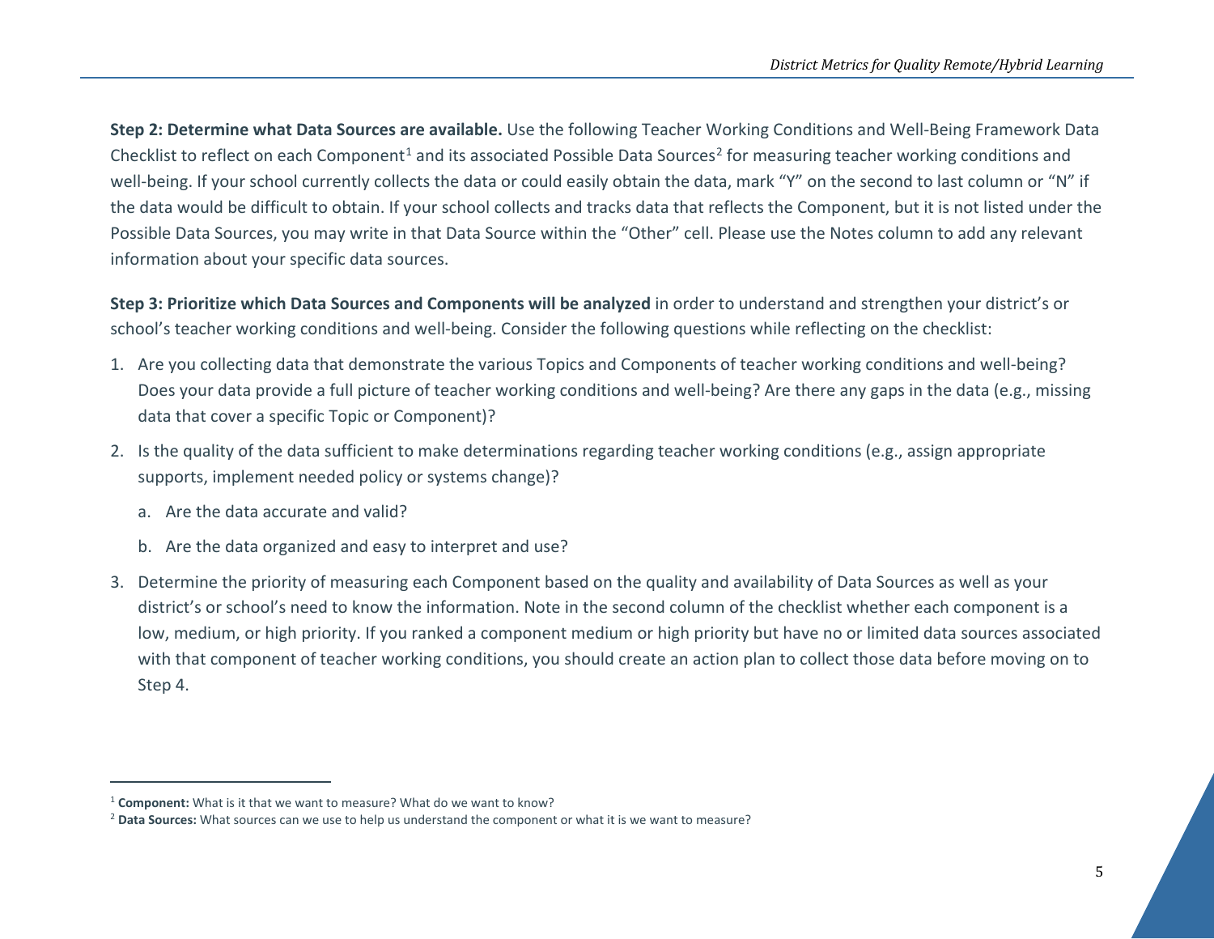**Step 2: Determine what Data Sources are available.** Use the following Teacher Working Conditions and Well-Being Framework Data Checklist to reflect on each Component[1] and its associated Possible Data Sources[2] for measuring teacher working conditions and well-being. If your school currently collects the data or could easily obtain the data, mark "Y" on the second to last column or "N" if the data would be difficult to obtain. If your school collects and tracks data that reflects the Component, but it is not listed under the Possible Data Sources, you may write in that Data Source within the "Other" cell. Please use the Notes column to add any relevant information about your specific data sources.

**Step 3: Prioritize which Data Sources and Components will be analyzed** in order to understand and strengthen your district's or school's teacher working conditions and well-being. Consider the following questions while reflecting on the checklist:

1. Are you collecting data that demonstrate the various Topics and Components of teacher working conditions and well-being? Does your data provide a full picture of teacher working conditions and well-being? Are there any gaps in the data (e.g., missing data that cover a specific Topic or Component)?
2. Is the quality of the data sufficient to make determinations regarding teacher working conditions (e.g., assign appropriate supports, implement needed policy or systems change)?
   a. Are the data accurate and valid?
   b. Are the data organized and easy to interpret and use?
3. Determine the priority of measuring each Component based on the quality and availability of Data Sources as well as your district's or school's need to know the information. Note in the second column of the checklist whether each component is a low, medium, or high priority. If you ranked a component medium or high priority but have no or limited data sources associated with that component of teacher working conditions, you should create an action plan to collect those data before moving on to Step 4.

---

[1] **Component:** What is it that we want to measure? What do we want to know?

[2] **Data Sources:** What sources can we use to help us understand the component or what it is we want to measure?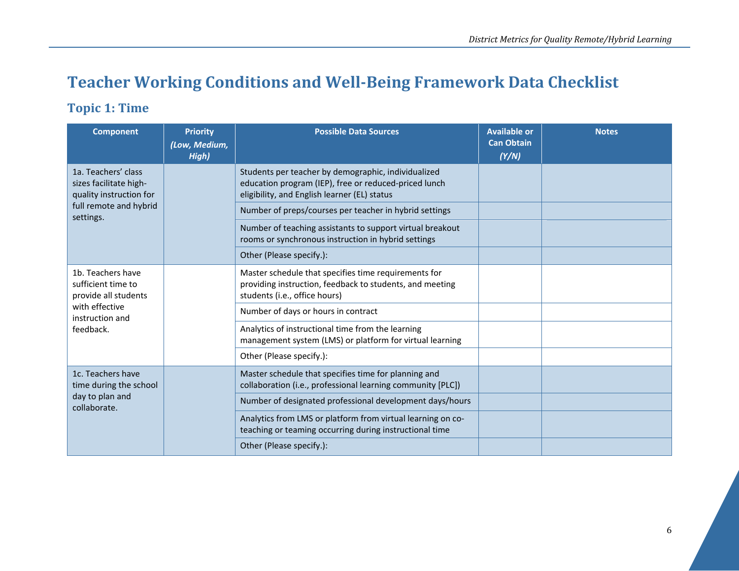# Teacher Working Conditions and Well-Being Framework Data Checklist

## Topic 1: Time

| Component | Priority *(Low, Medium, High)* | Possible Data Sources | Available or Can Obtain *(Y/N)* | Notes |
|---|---|---|---|---|
| 1a. Teachers' class sizes facilitate high-quality instruction for full remote and hybrid settings. | | Students per teacher by demographic, individualized education program (IEP), free or reduced-priced lunch eligibility, and English learner (EL) status | | |
| | | Number of preps/courses per teacher in hybrid settings | | |
| | | Number of teaching assistants to support virtual breakout rooms or synchronous instruction in hybrid settings | | |
| | | Other (Please specify.): | | |
| 1b. Teachers have sufficient time to provide all students with effective instruction and feedback. | | Master schedule that specifies time requirements for providing instruction, feedback to students, and meeting students (i.e., office hours) | | |
| | | Number of days or hours in contract | | |
| | | Analytics of instructional time from the learning management system (LMS) or platform for virtual learning | | |
| | | Other (Please specify.): | | |
| 1c. Teachers have time during the school day to plan and collaborate. | | Master schedule that specifies time for planning and collaboration (i.e., professional learning community [PLC]) | | |
| | | Number of designated professional development days/hours | | |
| | | Analytics from LMS or platform from virtual learning on co-teaching or teaming occurring during instructional time | | |
| | | Other (Please specify.): | | |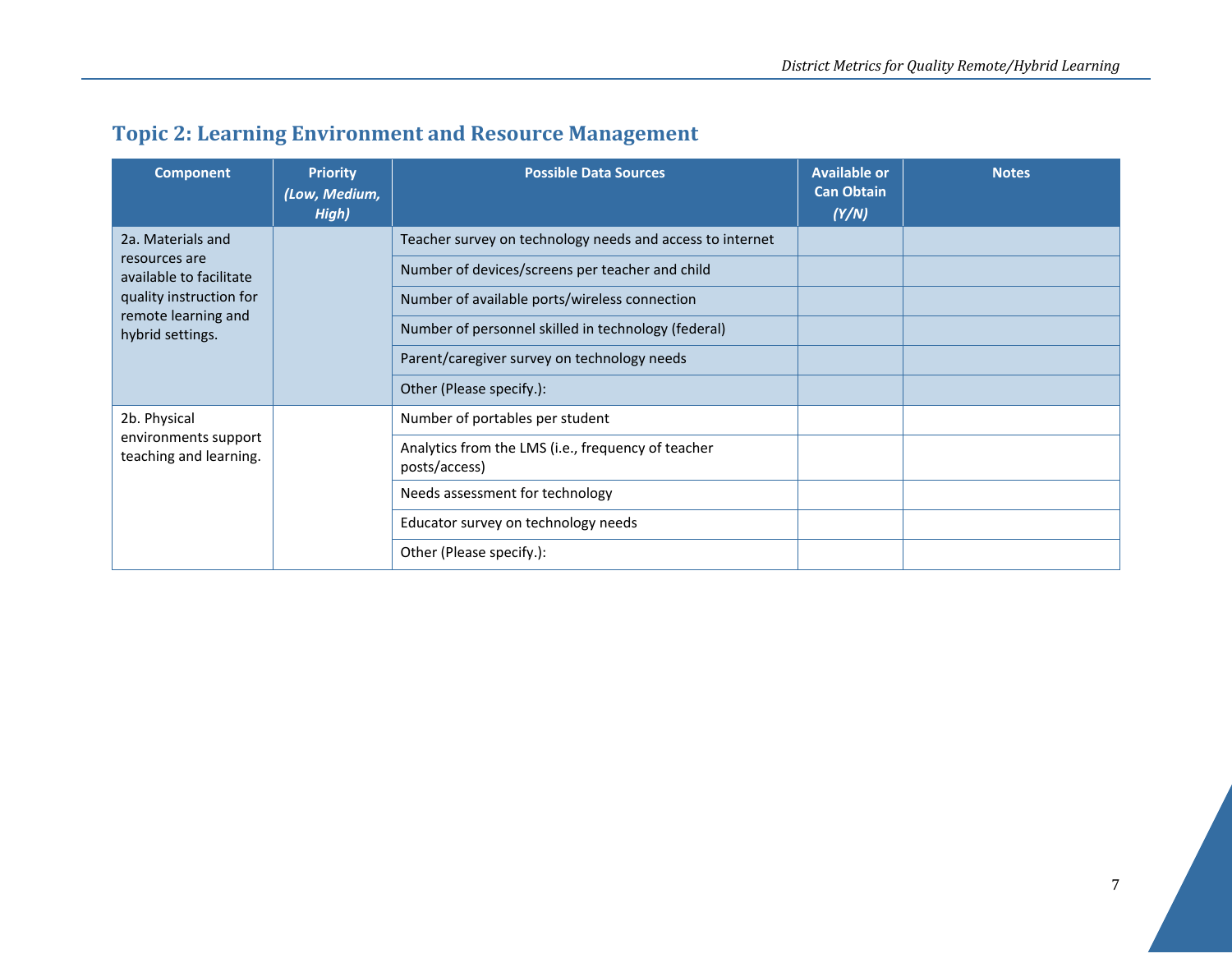## Topic 2: Learning Environment and Resource Management

| Component | Priority *(Low, Medium, High)* | Possible Data Sources | Available or Can Obtain *(Y/N)* | Notes |
|---|---|---|---|---|
| 2a. Materials and resources are available to facilitate quality instruction for remote learning and hybrid settings. | | Teacher survey on technology needs and access to internet | | |
| | | Number of devices/screens per teacher and child | | |
| | | Number of available ports/wireless connection | | |
| | | Number of personnel skilled in technology (federal) | | |
| | | Parent/caregiver survey on technology needs | | |
| | | Other (Please specify.): | | |
| 2b. Physical environments support teaching and learning. | | Number of portables per student | | |
| | | Analytics from the LMS (i.e., frequency of teacher posts/access) | | |
| | | Needs assessment for technology | | |
| | | Educator survey on technology needs | | |
| | | Other (Please specify.): | | |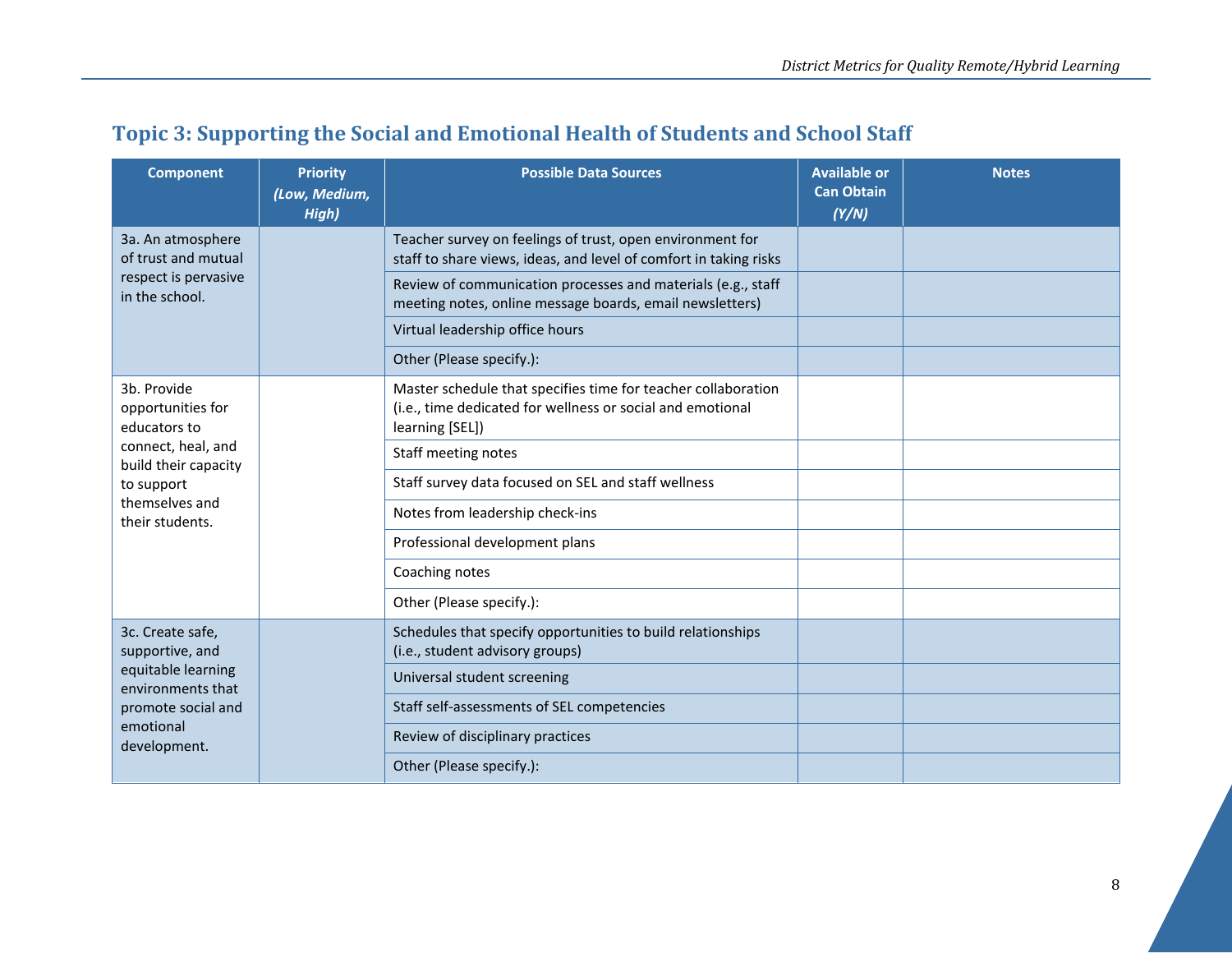## Topic 3: Supporting the Social and Emotional Health of Students and School Staff

| Component | Priority *(Low, Medium, High)* | Possible Data Sources | Available or Can Obtain *(Y/N)* | Notes |
|---|---|---|---|---|
| 3a. An atmosphere of trust and mutual respect is pervasive in the school. | | Teacher survey on feelings of trust, open environment for staff to share views, ideas, and level of comfort in taking risks | | |
| | | Review of communication processes and materials (e.g., staff meeting notes, online message boards, email newsletters) | | |
| | | Virtual leadership office hours | | |
| | | Other (Please specify.): | | |
| 3b. Provide opportunities for educators to connect, heal, and build their capacity to support themselves and their students. | | Master schedule that specifies time for teacher collaboration (i.e., time dedicated for wellness or social and emotional learning [SEL]) | | |
| | | Staff meeting notes | | |
| | | Staff survey data focused on SEL and staff wellness | | |
| | | Notes from leadership check-ins | | |
| | | Professional development plans | | |
| | | Coaching notes | | |
| | | Other (Please specify.): | | |
| 3c. Create safe, supportive, and equitable learning environments that promote social and emotional development. | | Schedules that specify opportunities to build relationships (i.e., student advisory groups) | | |
| | | Universal student screening | | |
| | | Staff self-assessments of SEL competencies | | |
| | | Review of disciplinary practices | | |
| | | Other (Please specify.): | | |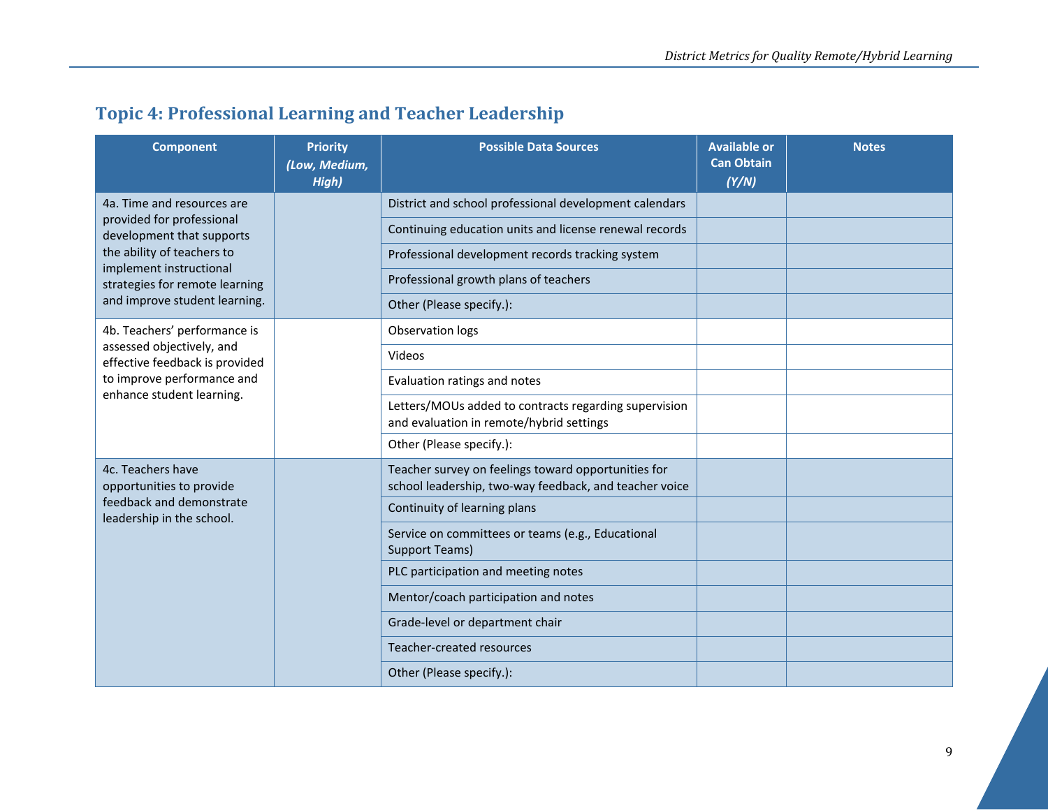## Topic 4: Professional Learning and Teacher Leadership

| Component | Priority *(Low, Medium, High)* | Possible Data Sources | Available or Can Obtain *(Y/N)* | Notes |
|---|---|---|---|---|
| 4a. Time and resources are provided for professional development that supports the ability of teachers to implement instructional strategies for remote learning and improve student learning. | | District and school professional development calendars | | |
| | | Continuing education units and license renewal records | | |
| | | Professional development records tracking system | | |
| | | Professional growth plans of teachers | | |
| | | Other (Please specify.): | | |
| 4b. Teachers' performance is assessed objectively, and effective feedback is provided to improve performance and enhance student learning. | | Observation logs | | |
| | | Videos | | |
| | | Evaluation ratings and notes | | |
| | | Letters/MOUs added to contracts regarding supervision and evaluation in remote/hybrid settings | | |
| | | Other (Please specify.): | | |
| 4c. Teachers have opportunities to provide feedback and demonstrate leadership in the school. | | Teacher survey on feelings toward opportunities for school leadership, two-way feedback, and teacher voice | | |
| | | Continuity of learning plans | | |
| | | Service on committees or teams (e.g., Educational Support Teams) | | |
| | | PLC participation and meeting notes | | |
| | | Mentor/coach participation and notes | | |
| | | Grade-level or department chair | | |
| | | Teacher-created resources | | |
| | | Other (Please specify.): | | |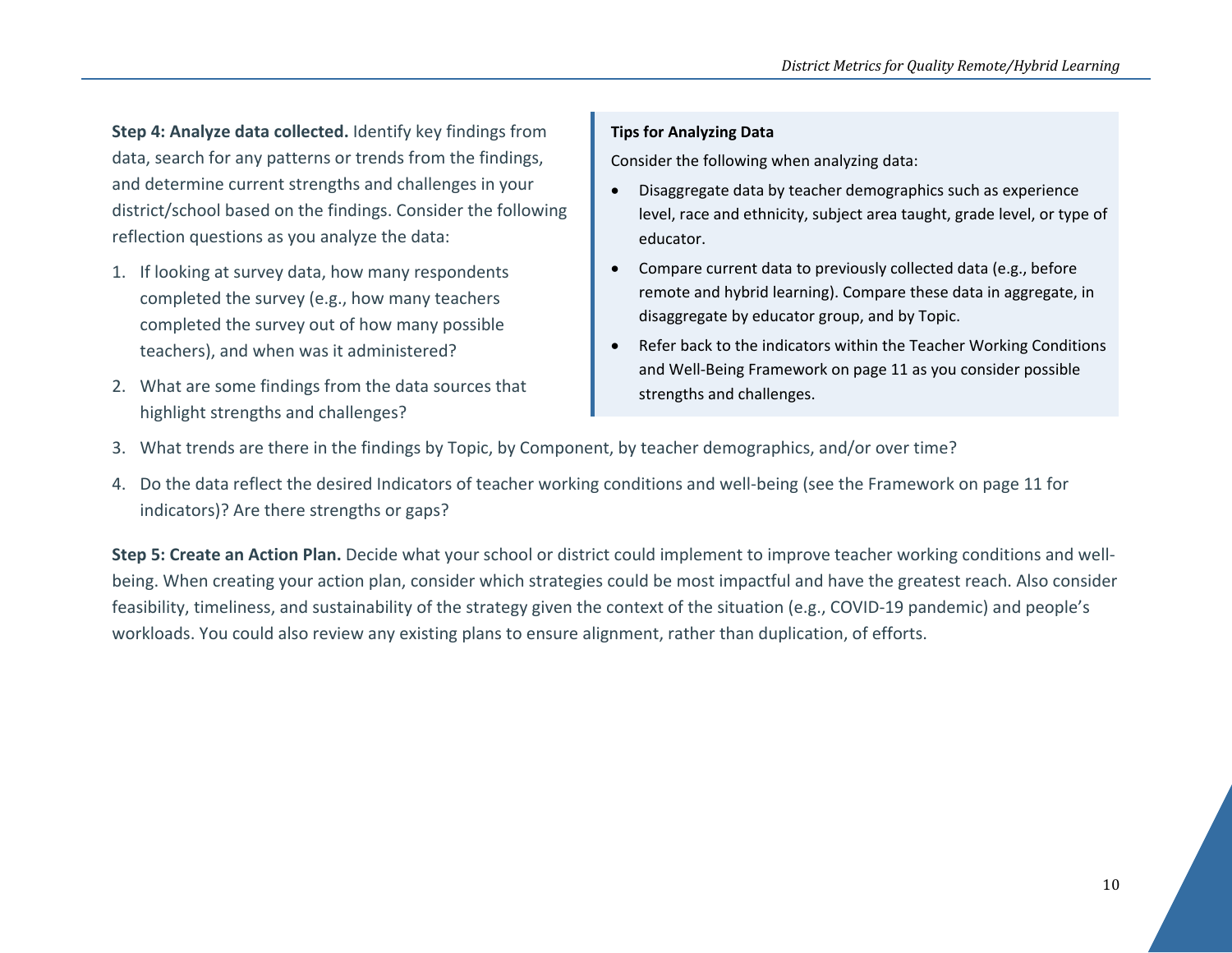**Step 4: Analyze data collected.** Identify key findings from data, search for any patterns or trends from the findings, and determine current strengths and challenges in your district/school based on the findings. Consider the following reflection questions as you analyze the data:

1. If looking at survey data, how many respondents completed the survey (e.g., how many teachers completed the survey out of how many possible teachers), and when was it administered?
2. What are some findings from the data sources that highlight strengths and challenges?
3. What trends are there in the findings by Topic, by Component, by teacher demographics, and/or over time?
4. Do the data reflect the desired Indicators of teacher working conditions and well-being (see the Framework on page 11 for indicators)? Are there strengths or gaps?

> **Tips for Analyzing Data**
>
> Consider the following when analyzing data:
>
> - Disaggregate data by teacher demographics such as experience level, race and ethnicity, subject area taught, grade level, or type of educator.
> - Compare current data to previously collected data (e.g., before remote and hybrid learning). Compare these data in aggregate, in disaggregate by educator group, and by Topic.
> - Refer back to the indicators within the Teacher Working Conditions and Well-Being Framework on page 11 as you consider possible strengths and challenges.

**Step 5: Create an Action Plan.** Decide what your school or district could implement to improve teacher working conditions and well-being. When creating your action plan, consider which strategies could be most impactful and have the greatest reach. Also consider feasibility, timeliness, and sustainability of the strategy given the context of the situation (e.g., COVID-19 pandemic) and people's workloads. You could also review any existing plans to ensure alignment, rather than duplication, of efforts.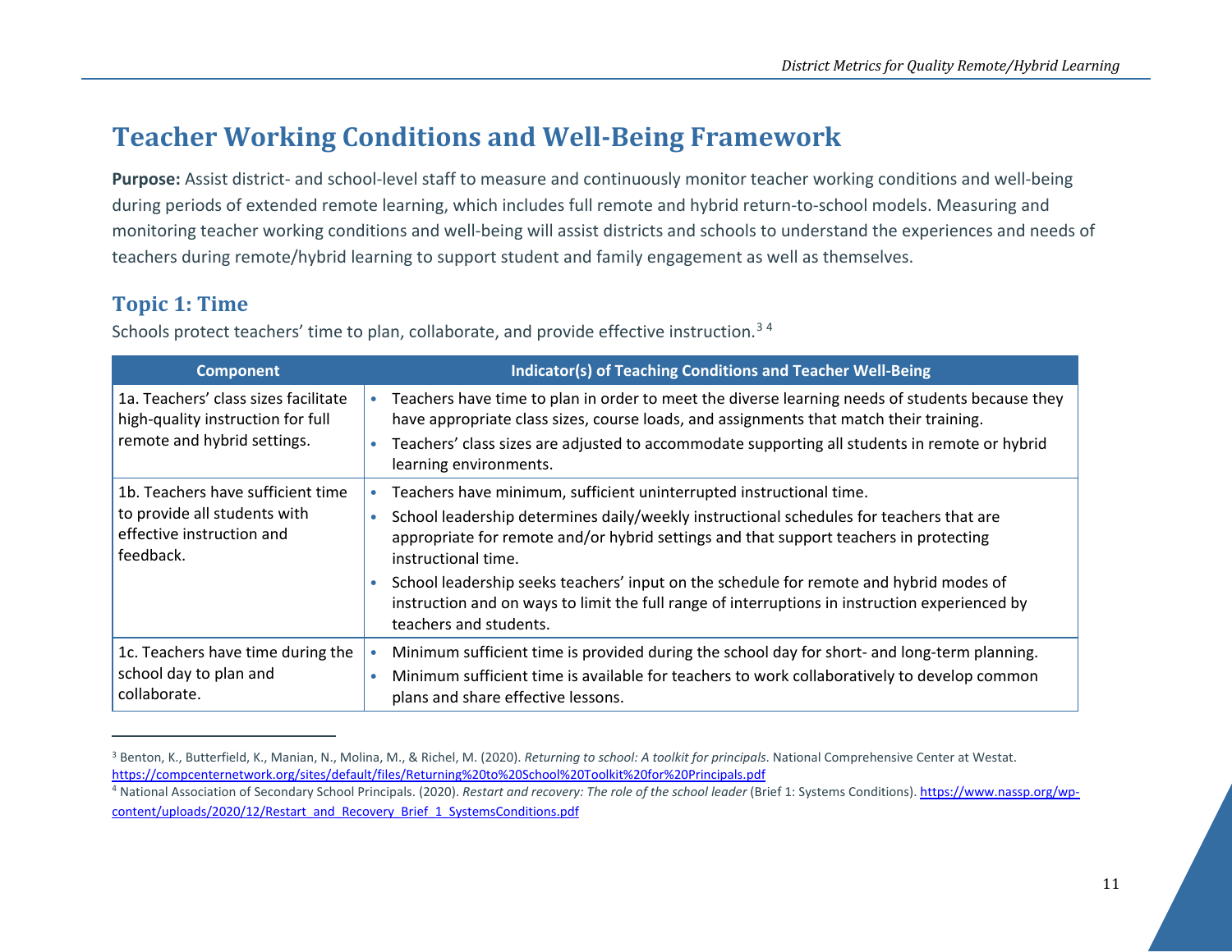# Teacher Working Conditions and Well-Being Framework

**Purpose:** Assist district- and school-level staff to measure and continuously monitor teacher working conditions and well-being during periods of extended remote learning, which includes full remote and hybrid return-to-school models. Measuring and monitoring teacher working conditions and well-being will assist districts and schools to understand the experiences and needs of teachers during remote/hybrid learning to support student and family engagement as well as themselves.

## Topic 1: Time

Schools protect teachers' time to plan, collaborate, and provide effective instruction.[3 4]

| Component | Indicator(s) of Teaching Conditions and Teacher Well-Being |
|---|---|
| 1a. Teachers' class sizes facilitate high-quality instruction for full remote and hybrid settings. | • Teachers have time to plan in order to meet the diverse learning needs of students because they have appropriate class sizes, course loads, and assignments that match their training.<br>• Teachers' class sizes are adjusted to accommodate supporting all students in remote or hybrid learning environments. |
| 1b. Teachers have sufficient time to provide all students with effective instruction and feedback. | • Teachers have minimum, sufficient uninterrupted instructional time.<br>• School leadership determines daily/weekly instructional schedules for teachers that are appropriate for remote and/or hybrid settings and that support teachers in protecting instructional time.<br>• School leadership seeks teachers' input on the schedule for remote and hybrid modes of instruction and on ways to limit the full range of interruptions in instruction experienced by teachers and students. |
| 1c. Teachers have time during the school day to plan and collaborate. | • Minimum sufficient time is provided during the school day for short- and long-term planning.<br>• Minimum sufficient time is available for teachers to work collaboratively to develop common plans and share effective lessons. |

---

[3] Benton, K., Butterfield, K., Manian, N., Molina, M., & Richel, M. (2020). *Returning to school: A toolkit for principals*. National Comprehensive Center at Westat. https://compcenternetwork.org/sites/default/files/Returning%20to%20School%20Toolkit%20for%20Principals.pdf

[4] National Association of Secondary School Principals. (2020). *Restart and recovery: The role of the school leader* (Brief 1: Systems Conditions). https://www.nassp.org/wp-content/uploads/2020/12/Restart_and_Recovery_Brief_1_SystemsConditions.pdf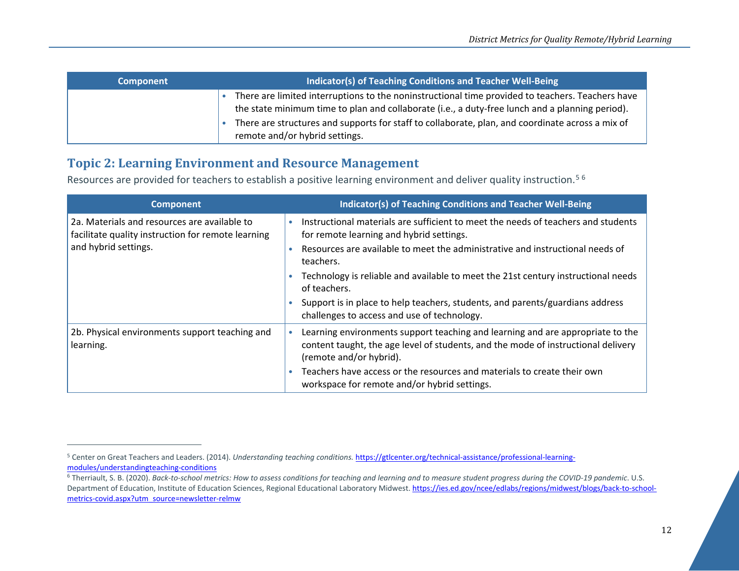| Component | Indicator(s) of Teaching Conditions and Teacher Well-Being |
|---|---|
| | • There are limited interruptions to the noninstructional time provided to teachers. Teachers have the state minimum time to plan and collaborate (i.e., a duty-free lunch and a planning period).<br>• There are structures and supports for staff to collaborate, plan, and coordinate across a mix of remote and/or hybrid settings. |

## Topic 2: Learning Environment and Resource Management

Resources are provided for teachers to establish a positive learning environment and deliver quality instruction.[5] [6]

| Component | Indicator(s) of Teaching Conditions and Teacher Well-Being |
|---|---|
| 2a. Materials and resources are available to facilitate quality instruction for remote learning and hybrid settings. | • Instructional materials are sufficient to meet the needs of teachers and students for remote learning and hybrid settings.<br>• Resources are available to meet the administrative and instructional needs of teachers.<br>• Technology is reliable and available to meet the 21st century instructional needs of teachers.<br>• Support is in place to help teachers, students, and parents/guardians address challenges to access and use of technology. |
| 2b. Physical environments support teaching and learning. | • Learning environments support teaching and learning and are appropriate to the content taught, the age level of students, and the mode of instructional delivery (remote and/or hybrid).<br>• Teachers have access or the resources and materials to create their own workspace for remote and/or hybrid settings. |

[5] Center on Great Teachers and Leaders. (2014). *Understanding teaching conditions.* https://gtlcenter.org/technical-assistance/professional-learning-modules/understandingteaching-conditions

[6] Therriault, S. B. (2020). *Back-to-school metrics: How to assess conditions for teaching and learning and to measure student progress during the COVID-19 pandemic*. U.S. Department of Education, Institute of Education Sciences, Regional Educational Laboratory Midwest. https://ies.ed.gov/ncee/edlabs/regions/midwest/blogs/back-to-school-metrics-covid.aspx?utm_source=newsletter-relmw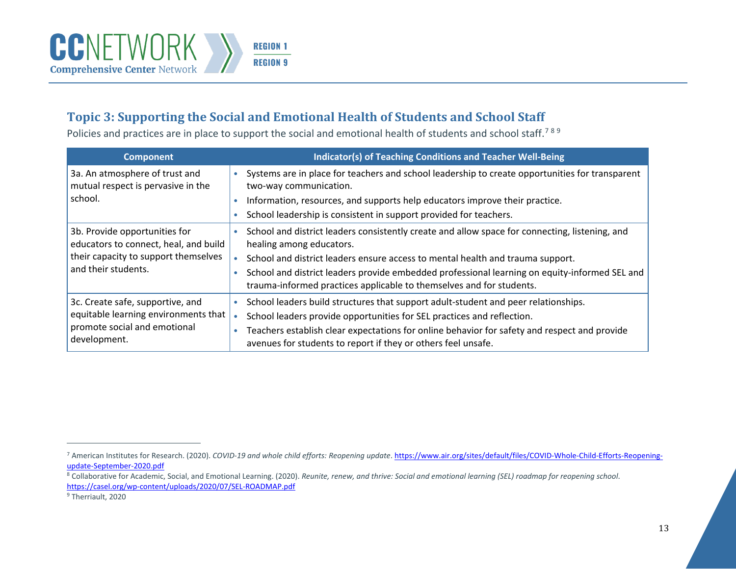## Topic 3: Supporting the Social and Emotional Health of Students and School Staff

Policies and practices are in place to support the social and emotional health of students and school staff.[7] [8] [9]

| Component | Indicator(s) of Teaching Conditions and Teacher Well-Being |
|---|---|
| 3a. An atmosphere of trust and mutual respect is pervasive in the school. | • Systems are in place for teachers and school leadership to create opportunities for transparent two-way communication.<br>• Information, resources, and supports help educators improve their practice.<br>• School leadership is consistent in support provided for teachers. |
| 3b. Provide opportunities for educators to connect, heal, and build their capacity to support themselves and their students. | • School and district leaders consistently create and allow space for connecting, listening, and healing among educators.<br>• School and district leaders ensure access to mental health and trauma support.<br>• School and district leaders provide embedded professional learning on equity-informed SEL and trauma-informed practices applicable to themselves and for students. |
| 3c. Create safe, supportive, and equitable learning environments that promote social and emotional development. | • School leaders build structures that support adult-student and peer relationships.<br>• School leaders provide opportunities for SEL practices and reflection.<br>• Teachers establish clear expectations for online behavior for safety and respect and provide avenues for students to report if they or others feel unsafe. |

---

[7] American Institutes for Research. (2020). *COVID-19 and whole child efforts: Reopening update*. https://www.air.org/sites/default/files/COVID-Whole-Child-Efforts-Reopening-update-September-2020.pdf

[8] Collaborative for Academic, Social, and Emotional Learning. (2020). *Reunite, renew, and thrive: Social and emotional learning (SEL) roadmap for reopening school.* https://casel.org/wp-content/uploads/2020/07/SEL-ROADMAP.pdf

[9] Therriault, 2020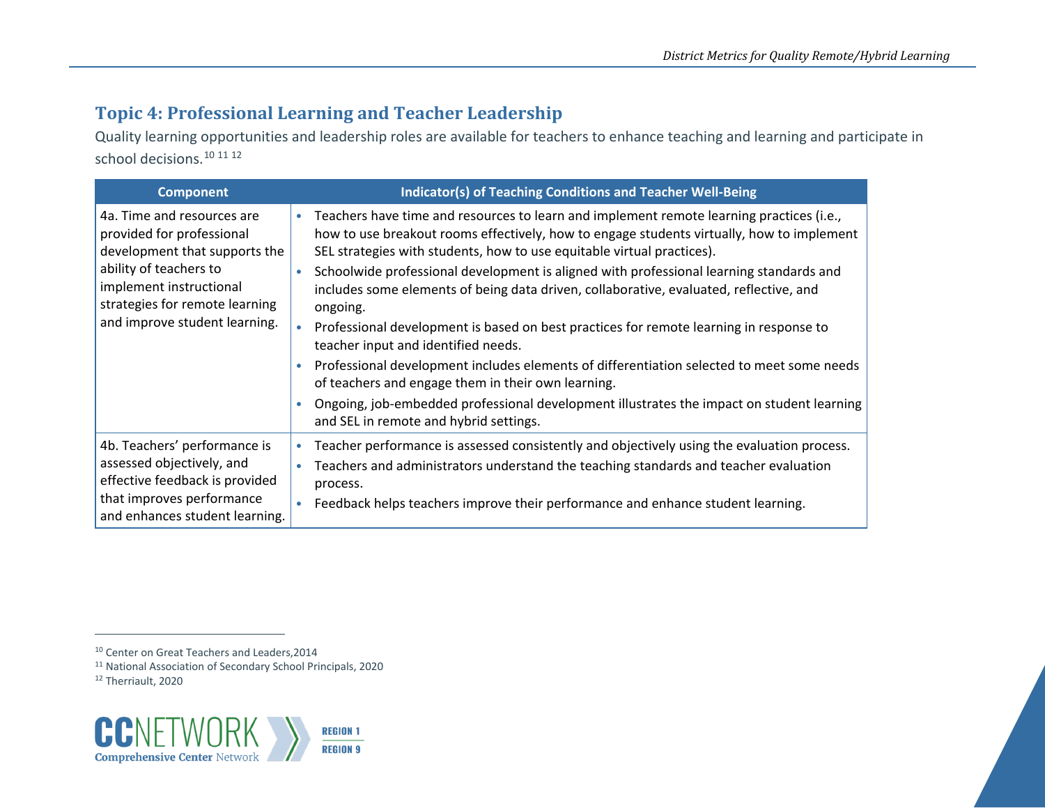## Topic 4: Professional Learning and Teacher Leadership

Quality learning opportunities and leadership roles are available for teachers to enhance teaching and learning and participate in school decisions.[10] [11] [12]

| Component | Indicator(s) of Teaching Conditions and Teacher Well-Being |
|---|---|
| 4a. Time and resources are provided for professional development that supports the ability of teachers to implement instructional strategies for remote learning and improve student learning. | • Teachers have time and resources to learn and implement remote learning practices (i.e., how to use breakout rooms effectively, how to engage students virtually, how to implement SEL strategies with students, how to use equitable virtual practices).<br>• Schoolwide professional development is aligned with professional learning standards and includes some elements of being data driven, collaborative, evaluated, reflective, and ongoing.<br>• Professional development is based on best practices for remote learning in response to teacher input and identified needs.<br>• Professional development includes elements of differentiation selected to meet some needs of teachers and engage them in their own learning.<br>• Ongoing, job-embedded professional development illustrates the impact on student learning and SEL in remote and hybrid settings. |
| 4b. Teachers' performance is assessed objectively, and effective feedback is provided that improves performance and enhances student learning. | • Teacher performance is assessed consistently and objectively using the evaluation process.<br>• Teachers and administrators understand the teaching standards and teacher evaluation process.<br>• Feedback helps teachers improve their performance and enhance student learning. |

[10] Center on Great Teachers and Leaders,2014

[11] National Association of Secondary School Principals, 2020

[12] Therriault, 2020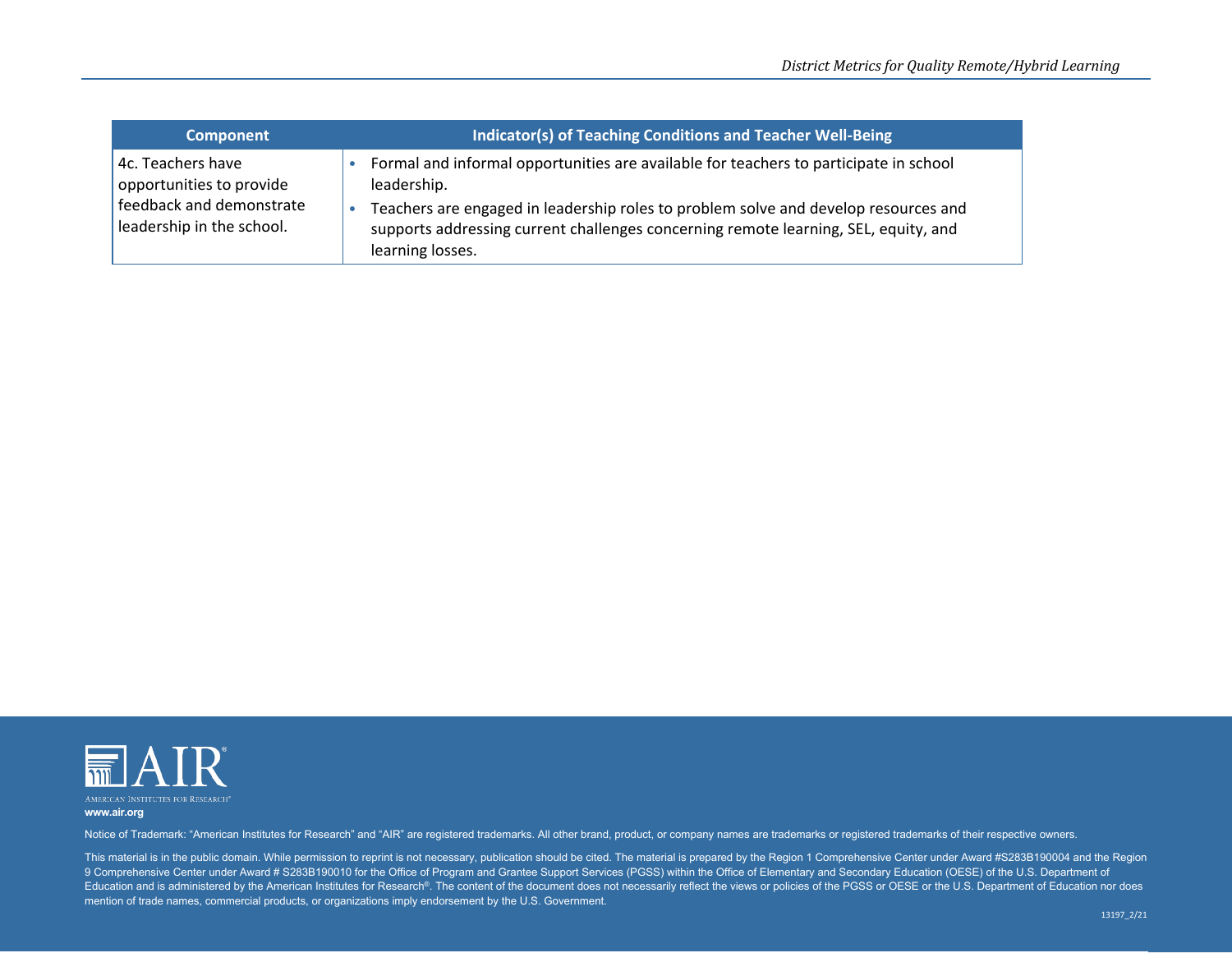| Component | Indicator(s) of Teaching Conditions and Teacher Well-Being |
|---|---|
| 4c. Teachers have opportunities to provide feedback and demonstrate leadership in the school. | • Formal and informal opportunities are available for teachers to participate in school leadership.<br>• Teachers are engaged in leadership roles to problem solve and develop resources and supports addressing current challenges concerning remote learning, SEL, equity, and learning losses. |

AIR
AMERICAN INSTITUTES FOR RESEARCH®
www.air.org

Notice of Trademark: "American Institutes for Research" and "AIR" are registered trademarks. All other brand, product, or company names are trademarks or registered trademarks of their respective owners.

This material is in the public domain. While permission to reprint is not necessary, publication should be cited. The material is prepared by the Region 1 Comprehensive Center under Award #S283B190004 and the Region 9 Comprehensive Center under Award # S283B190010 for the Office of Program and Grantee Support Services (PGSS) within the Office of Elementary and Secondary Education (OESE) of the U.S. Department of Education and is administered by the American Institutes for Research®. The content of the document does not necessarily reflect the views or policies of the PGSS or OESE or the U.S. Department of Education nor does mention of trade names, commercial products, or organizations imply endorsement by the U.S. Government.

13197_2/21